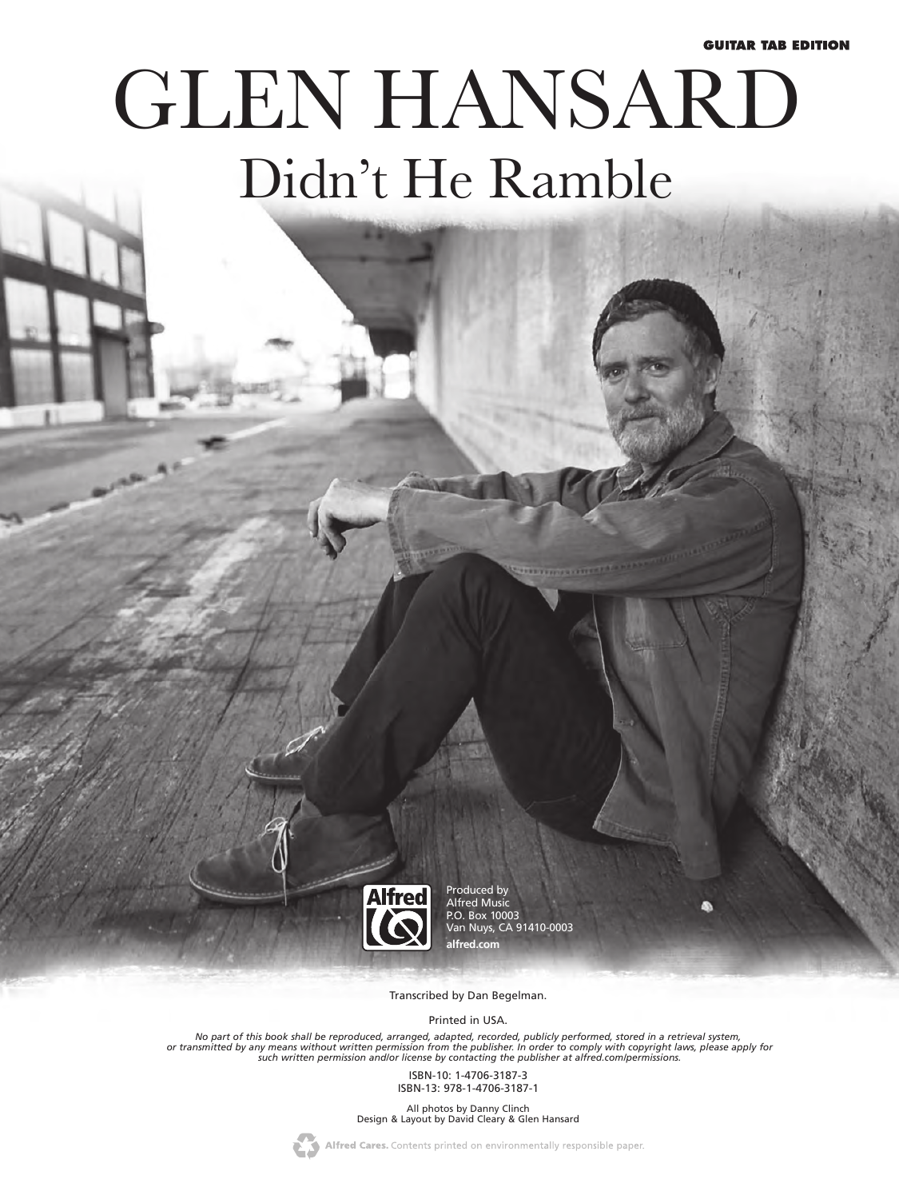**GUITAR TAB EDITION**

# GLEN HANSARD

## Didn't He Ramble

Produced by
Alfred Music
P.O. Box 10003
Van Nuys, CA 91410-0003
**alfred.com**

Transcribed by Dan Begelman.

Printed in USA.

*No part of this book shall be reproduced, arranged, adapted, recorded, publicly performed, stored in a retrieval system, or transmitted by any means without written permission from the publisher. In order to comply with copyright laws, please apply for such written permission and/or license by contacting the publisher at alfred.com/permissions.*

ISBN-10: 1-4706-3187-3
ISBN-13: 978-1-4706-3187-1

All photos by Danny Clinch
Design & Layout by David Cleary & Glen Hansard

**Alfred Cares.** Contents printed on environmentally responsible paper.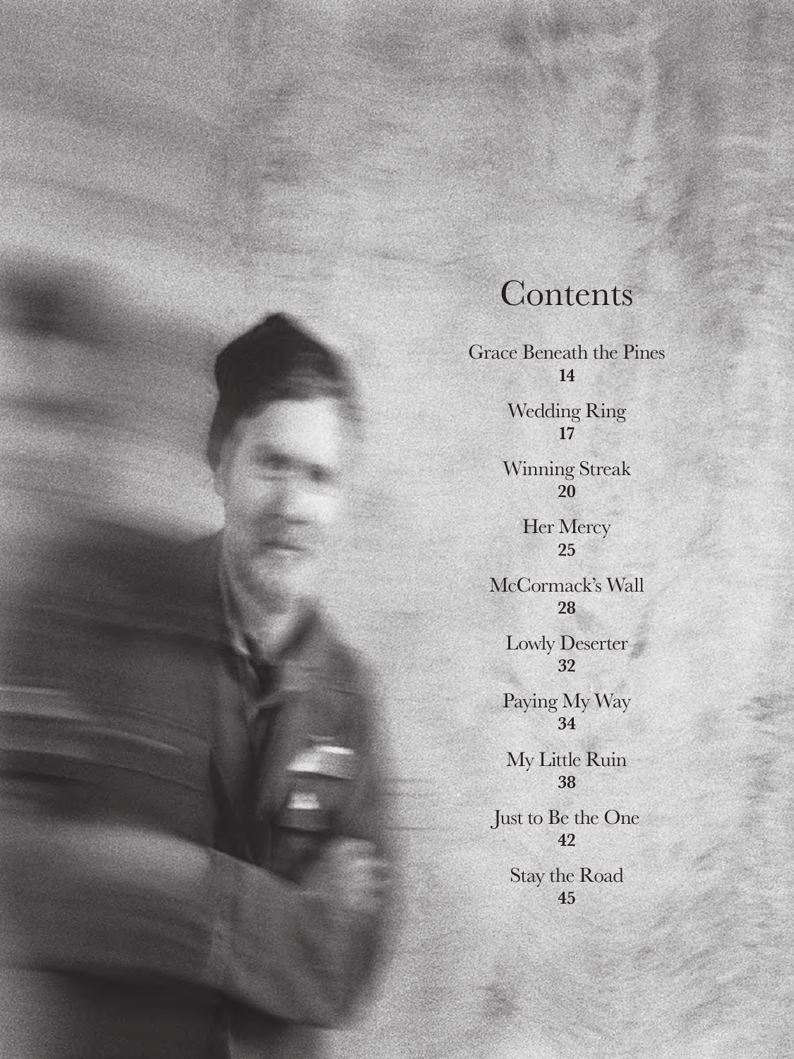# Contents

Grace Beneath the Pines
**14**

Wedding Ring
**17**

Winning Streak
**20**

Her Mercy
**25**

McCormack's Wall
**28**

Lowly Deserter
**32**

Paying My Way
**34**

My Little Ruin
**38**

Just to Be the One
**42**

Stay the Road
**45**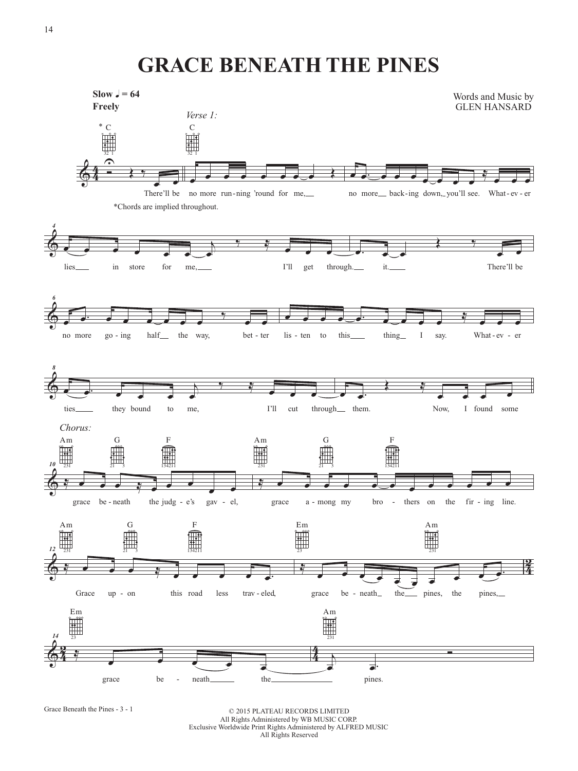# GRACE BENEATH THE PINES

Slow ♩ = 64
Freely

Words and Music by
GLEN HANSARD

Verse 1:

There'll be no more run-ning 'round for me, no more back-ing down, you'll see. What-ev-er lies in store for me, I'll get through. it. There'll be no more go-ing half the way, bet-ter lis-ten to this thing I say. What-ev-er ties they bound to me, I'll cut through them. Now, I found some

Chorus:

grace be-neath the judg-e's gav-el, grace a-mong my bro-thers on the fir-ing line. Grace up-on this road less trav-eled, grace be-neath the pines, the pines, grace be-neath the pines.

*Chords are implied throughout.

© 2015 PLATEAU RECORDS LIMITED
All Rights Administered by WB MUSIC CORP.
Exclusive Worldwide Print Rights Administered by ALFRED MUSIC
All Rights Reserved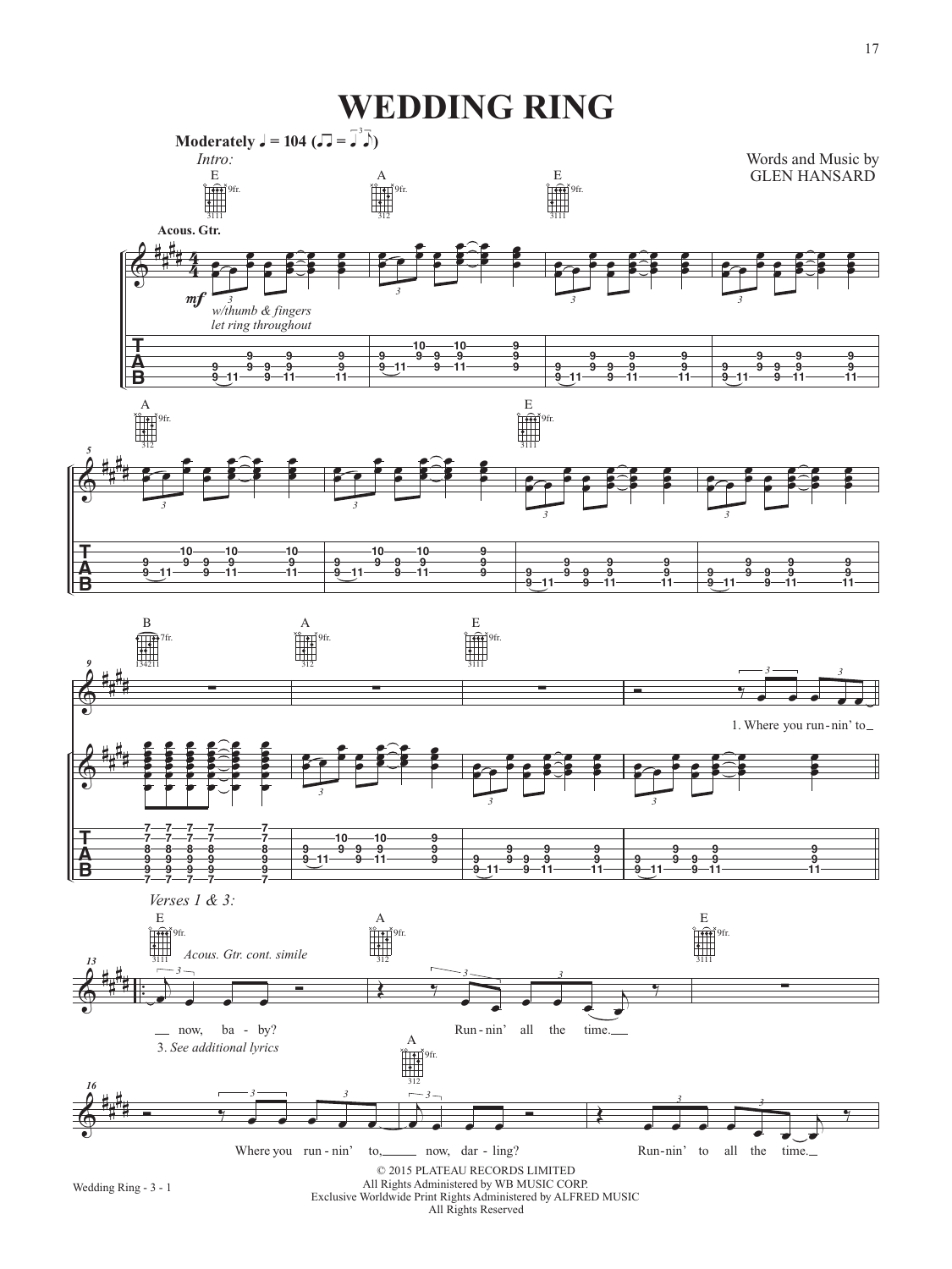# WEDDING RING

Words and Music by
GLEN HANSARD

Moderately ♩ = 104

Intro:

Acous. Gtr.

*mf*

*w/thumb & fingers*
*let ring throughout*

Verses 1 & 3:

*Acous. Gtr. cont. simile*

1. Where you run - nin' to now, ba - by? Run - nin' all the time. Where you run - nin' to, now, dar - ling? Run - nin' to all the time.

3. *See additional lyrics*

© 2015 PLATEAU RECORDS LIMITED
All Rights Administered by WB MUSIC CORP.
Exclusive Worldwide Print Rights Administered by ALFRED MUSIC
All Rights Reserved